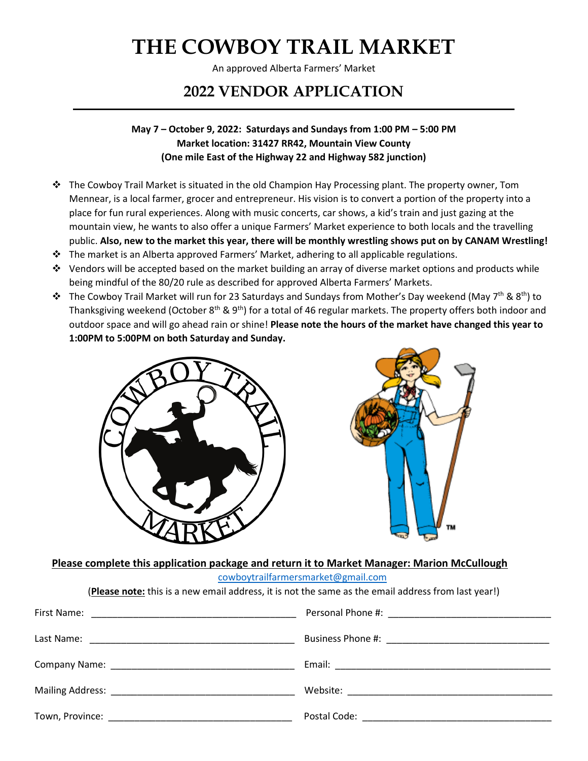# THE COWBOY TRAIL MARKET

An approved Alberta Farmers' Market

## 2022 VENDOR APPLICATION

**May 7 – October 9, 2022: Saturdays and Sundays from 1:00 PM – 5:00 PM**
**Market location: 31427 RR42, Mountain View County**
**(One mile East of the Highway 22 and Highway 582 junction)**

- The Cowboy Trail Market is situated in the old Champion Hay Processing plant. The property owner, Tom Mennear, is a local farmer, grocer and entrepreneur. His vision is to convert a portion of the property into a place for fun rural experiences. Along with music concerts, car shows, a kid's train and just gazing at the mountain view, he wants to also offer a unique Farmers' Market experience to both locals and the travelling public. **Also, new to the market this year, there will be monthly wrestling shows put on by CANAM Wrestling!**
- The market is an Alberta approved Farmers' Market, adhering to all applicable regulations.
- Vendors will be accepted based on the market building an array of diverse market options and products while being mindful of the 80/20 rule as described for approved Alberta Farmers' Markets.
- The Cowboy Trail Market will run for 23 Saturdays and Sundays from Mother's Day weekend (May 7th & 8th) to Thanksgiving weekend (October 8th & 9th) for a total of 46 regular markets. The property offers both indoor and outdoor space and will go ahead rain or shine! **Please note the hours of the market have changed this year to 1:00PM to 5:00PM on both Saturday and Sunday.**

**Please complete this application package and return it to Market Manager: Marion McCullough**

cowboytrailfarmersmarket@gmail.com

(**Please note:** this is a new email address, it is not the same as the email address from last year!)

First Name: ______________________ Personal Phone #: ______________________

Last Name: ______________________ Business Phone #: ______________________

Company Name: ______________________ Email: ______________________

Mailing Address: ______________________ Website: ______________________

Town, Province: ______________________ Postal Code: ______________________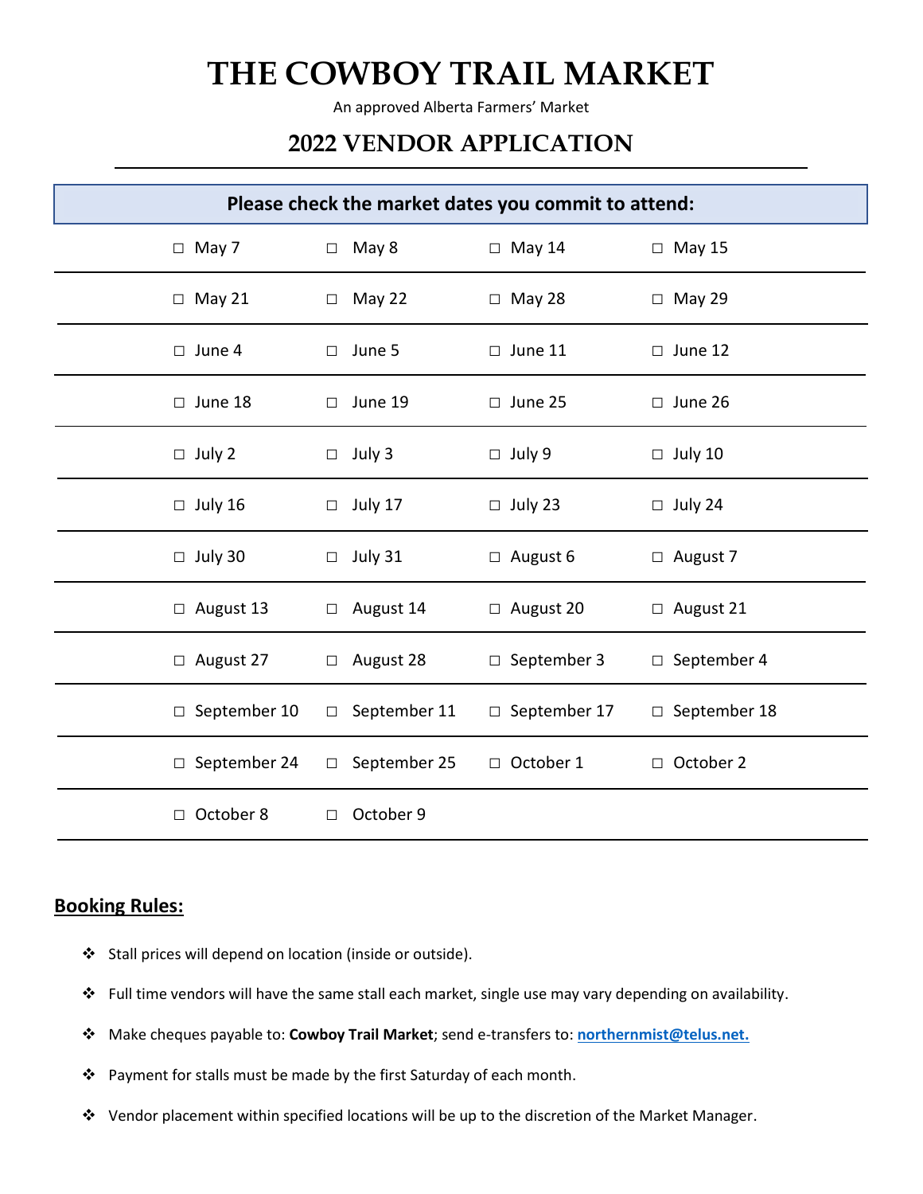# THE COWBOY TRAIL MARKET

An approved Alberta Farmers' Market

## 2022 VENDOR APPLICATION

**Please check the market dates you commit to attend:**

| | | | |
|---|---|---|---|
| ☐ May 7 | ☐ May 8 | ☐ May 14 | ☐ May 15 |
| ☐ May 21 | ☐ May 22 | ☐ May 28 | ☐ May 29 |
| ☐ June 4 | ☐ June 5 | ☐ June 11 | ☐ June 12 |
| ☐ June 18 | ☐ June 19 | ☐ June 25 | ☐ June 26 |
| ☐ July 2 | ☐ July 3 | ☐ July 9 | ☐ July 10 |
| ☐ July 16 | ☐ July 17 | ☐ July 23 | ☐ July 24 |
| ☐ July 30 | ☐ July 31 | ☐ August 6 | ☐ August 7 |
| ☐ August 13 | ☐ August 14 | ☐ August 20 | ☐ August 21 |
| ☐ August 27 | ☐ August 28 | ☐ September 3 | ☐ September 4 |
| ☐ September 10 | ☐ September 11 | ☐ September 17 | ☐ September 18 |
| ☐ September 24 | ☐ September 25 | ☐ October 1 | ☐ October 2 |
| ☐ October 8 | ☐ October 9 | | |

## Booking Rules:

- Stall prices will depend on location (inside or outside).
- Full time vendors will have the same stall each market, single use may vary depending on availability.
- Make cheques payable to: **Cowboy Trail Market**; send e-transfers to: **northernmist@telus.net.**
- Payment for stalls must be made by the first Saturday of each month.
- Vendor placement within specified locations will be up to the discretion of the Market Manager.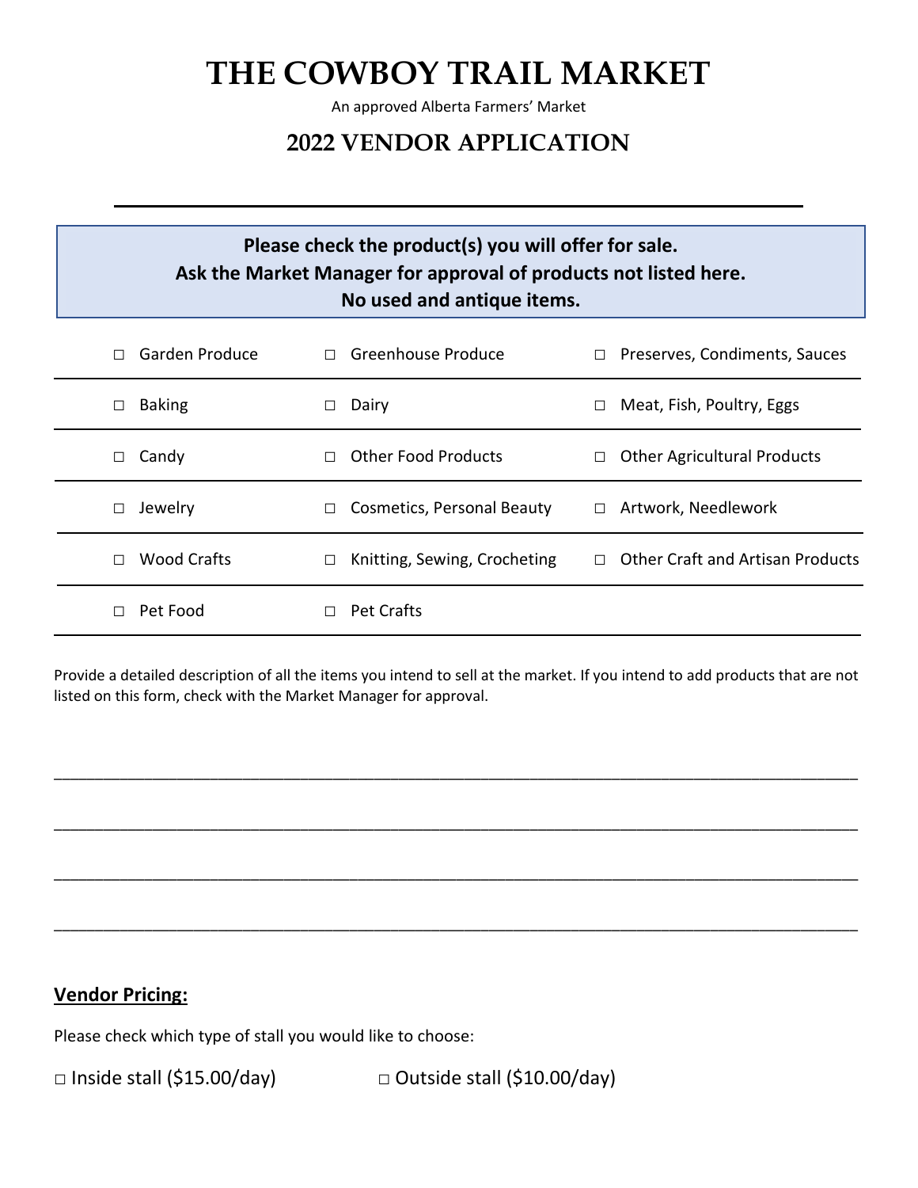# THE COWBOY TRAIL MARKET

An approved Alberta Farmers' Market

## 2022 VENDOR APPLICATION

---

**Please check the product(s) you will offer for sale.**
**Ask the Market Manager for approval of products not listed here.**
**No used and antique items.**

| | | |
|---|---|---|
| □ Garden Produce | □ Greenhouse Produce | □ Preserves, Condiments, Sauces |
| □ Baking | □ Dairy | □ Meat, Fish, Poultry, Eggs |
| □ Candy | □ Other Food Products | □ Other Agricultural Products |
| □ Jewelry | □ Cosmetics, Personal Beauty | □ Artwork, Needlework |
| □ Wood Crafts | □ Knitting, Sewing, Crocheting | □ Other Craft and Artisan Products |
| □ Pet Food | □ Pet Crafts | |

Provide a detailed description of all the items you intend to sell at the market. If you intend to add products that are not listed on this form, check with the Market Manager for approval.

_______________________________________________________________________________

_______________________________________________________________________________

_______________________________________________________________________________

_______________________________________________________________________________

**<u>Vendor Pricing:</u>**

Please check which type of stall you would like to choose:

□ Inside stall ($15.00/day) □ Outside stall ($10.00/day)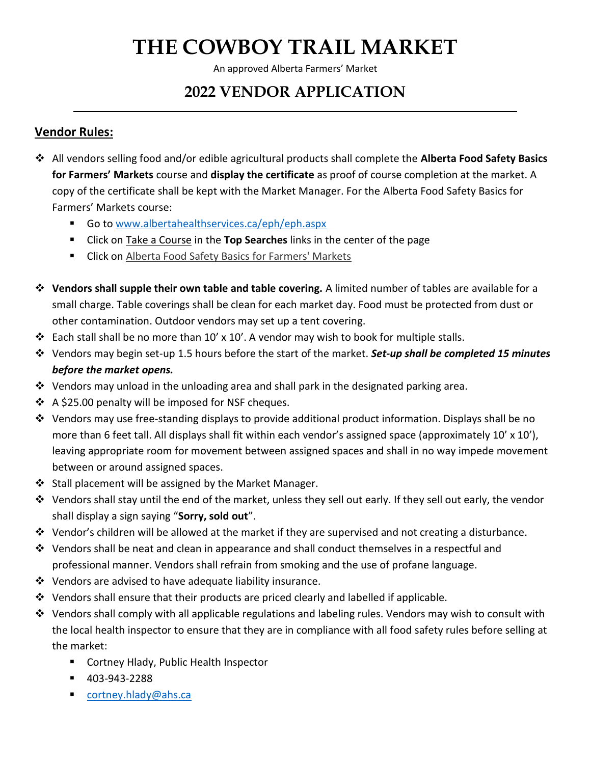# THE COWBOY TRAIL MARKET

An approved Alberta Farmers' Market

## 2022 VENDOR APPLICATION

---

### Vendor Rules:

- All vendors selling food and/or edible agricultural products shall complete the **Alberta Food Safety Basics for Farmers' Markets** course and **display the certificate** as proof of course completion at the market. A copy of the certificate shall be kept with the Market Manager. For the Alberta Food Safety Basics for Farmers' Markets course:
  - Go to [www.albertahealthservices.ca/eph/eph.aspx](www.albertahealthservices.ca/eph/eph.aspx)
  - Click on Take a Course in the **Top Searches** links in the center of the page
  - Click on Alberta Food Safety Basics for Farmers' Markets

- **Vendors shall supple their own table and table covering.** A limited number of tables are available for a small charge. Table coverings shall be clean for each market day. Food must be protected from dust or other contamination. Outdoor vendors may set up a tent covering.
- Each stall shall be no more than 10' x 10'. A vendor may wish to book for multiple stalls.
- Vendors may begin set-up 1.5 hours before the start of the market. ***Set-up shall be completed 15 minutes before the market opens.***
- Vendors may unload in the unloading area and shall park in the designated parking area.
- A $25.00 penalty will be imposed for NSF cheques.
- Vendors may use free-standing displays to provide additional product information. Displays shall be no more than 6 feet tall. All displays shall fit within each vendor's assigned space (approximately 10' x 10'), leaving appropriate room for movement between assigned spaces and shall in no way impede movement between or around assigned spaces.
- Stall placement will be assigned by the Market Manager.
- Vendors shall stay until the end of the market, unless they sell out early. If they sell out early, the vendor shall display a sign saying "**Sorry, sold out**".
- Vendor's children will be allowed at the market if they are supervised and not creating a disturbance.
- Vendors shall be neat and clean in appearance and shall conduct themselves in a respectful and professional manner. Vendors shall refrain from smoking and the use of profane language.
- Vendors are advised to have adequate liability insurance.
- Vendors shall ensure that their products are priced clearly and labelled if applicable.
- Vendors shall comply with all applicable regulations and labeling rules. Vendors may wish to consult with the local health inspector to ensure that they are in compliance with all food safety rules before selling at the market:
  - Cortney Hlady, Public Health Inspector
  - 403-943-2288
  - [cortney.hlady@ahs.ca](mailto:cortney.hlady@ahs.ca)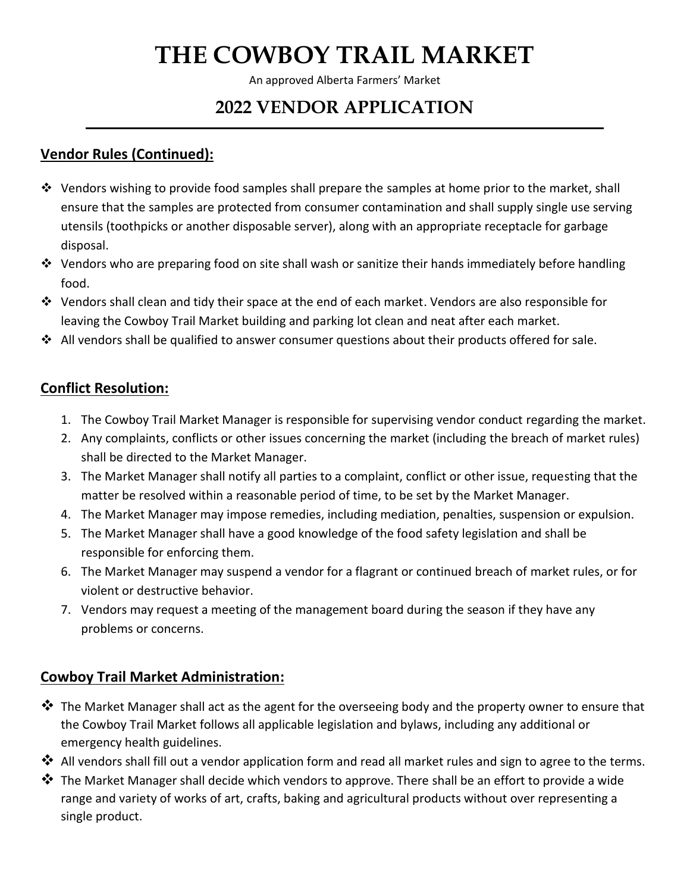# THE COWBOY TRAIL MARKET

An approved Alberta Farmers' Market

## 2022 VENDOR APPLICATION

### Vendor Rules (Continued):

- Vendors wishing to provide food samples shall prepare the samples at home prior to the market, shall ensure that the samples are protected from consumer contamination and shall supply single use serving utensils (toothpicks or another disposable server), along with an appropriate receptacle for garbage disposal.
- Vendors who are preparing food on site shall wash or sanitize their hands immediately before handling food.
- Vendors shall clean and tidy their space at the end of each market. Vendors are also responsible for leaving the Cowboy Trail Market building and parking lot clean and neat after each market.
- All vendors shall be qualified to answer consumer questions about their products offered for sale.

### Conflict Resolution:

1. The Cowboy Trail Market Manager is responsible for supervising vendor conduct regarding the market.
2. Any complaints, conflicts or other issues concerning the market (including the breach of market rules) shall be directed to the Market Manager.
3. The Market Manager shall notify all parties to a complaint, conflict or other issue, requesting that the matter be resolved within a reasonable period of time, to be set by the Market Manager.
4. The Market Manager may impose remedies, including mediation, penalties, suspension or expulsion.
5. The Market Manager shall have a good knowledge of the food safety legislation and shall be responsible for enforcing them.
6. The Market Manager may suspend a vendor for a flagrant or continued breach of market rules, or for violent or destructive behavior.
7. Vendors may request a meeting of the management board during the season if they have any problems or concerns.

### Cowboy Trail Market Administration:

- The Market Manager shall act as the agent for the overseeing body and the property owner to ensure that the Cowboy Trail Market follows all applicable legislation and bylaws, including any additional or emergency health guidelines.
- All vendors shall fill out a vendor application form and read all market rules and sign to agree to the terms.
- The Market Manager shall decide which vendors to approve. There shall be an effort to provide a wide range and variety of works of art, crafts, baking and agricultural products without over representing a single product.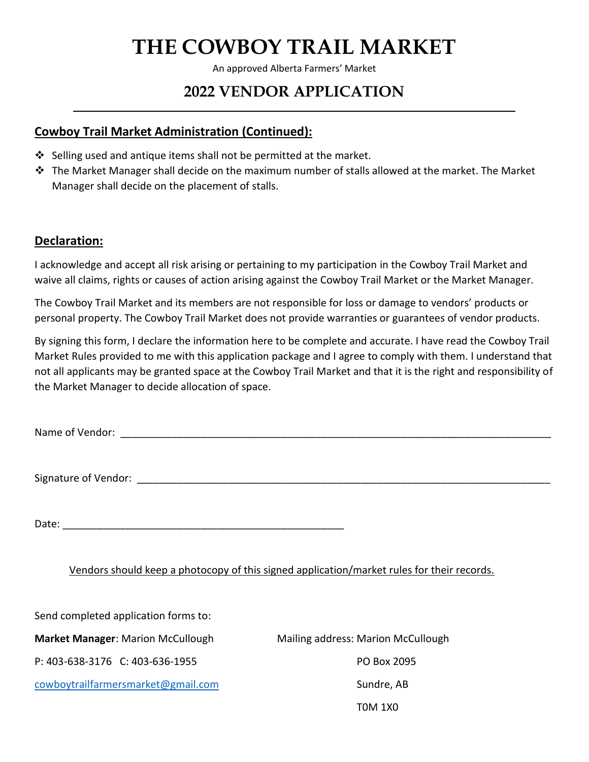# THE COWBOY TRAIL MARKET

An approved Alberta Farmers' Market

## 2022 VENDOR APPLICATION

---

**Cowboy Trail Market Administration (Continued):**

- Selling used and antique items shall not be permitted at the market.
- The Market Manager shall decide on the maximum number of stalls allowed at the market. The Market Manager shall decide on the placement of stalls.

**Declaration:**

I acknowledge and accept all risk arising or pertaining to my participation in the Cowboy Trail Market and waive all claims, rights or causes of action arising against the Cowboy Trail Market or the Market Manager.

The Cowboy Trail Market and its members are not responsible for loss or damage to vendors' products or personal property. The Cowboy Trail Market does not provide warranties or guarantees of vendor products.

By signing this form, I declare the information here to be complete and accurate. I have read the Cowboy Trail Market Rules provided to me with this application package and I agree to comply with them. I understand that not all applicants may be granted space at the Cowboy Trail Market and that it is the right and responsibility of the Market Manager to decide allocation of space.

Name of Vendor: ______________________________________________________________

Signature of Vendor: ___________________________________________________________

Date: ________________________________________

Vendors should keep a photocopy of this signed application/market rules for their records.

Send completed application forms to:

**Market Manager**: Marion McCullough
P: 403-638-3176 C: 403-636-1955
cowboytrailfarmersmarket@gmail.com

Mailing address: Marion McCullough
PO Box 2095
Sundre, AB
T0M 1X0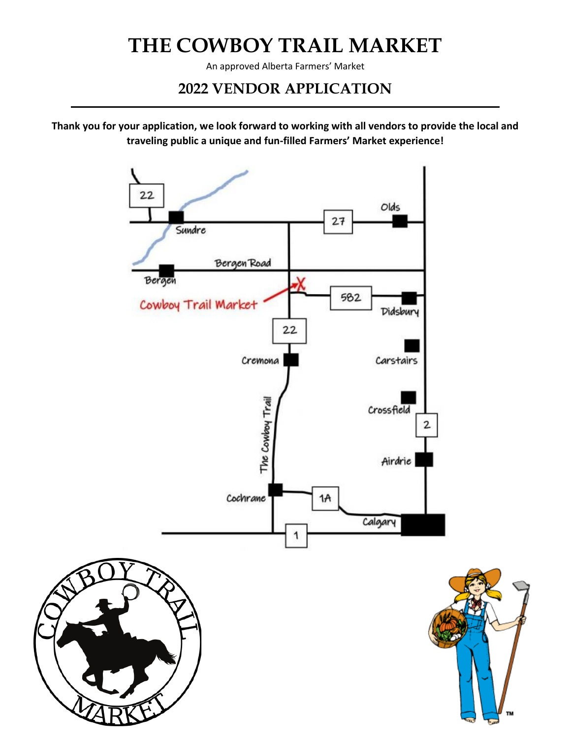# THE COWBOY TRAIL MARKET

An approved Alberta Farmers' Market

## 2022 VENDOR APPLICATION

---

**Thank you for your application, we look forward to working with all vendors to provide the local and traveling public a unique and fun-filled Farmers' Market experience!**

22
Sundre
27
Olds
Bergen Road
Bergen
Cowboy Trail Market
582
Didsbury
22
Cremona
Carstairs
The Cowboy Trail
Crossfield
2
Airdrie
Cochrane
1A
Calgary
1

COWBOY TRAIL MARKET

TM